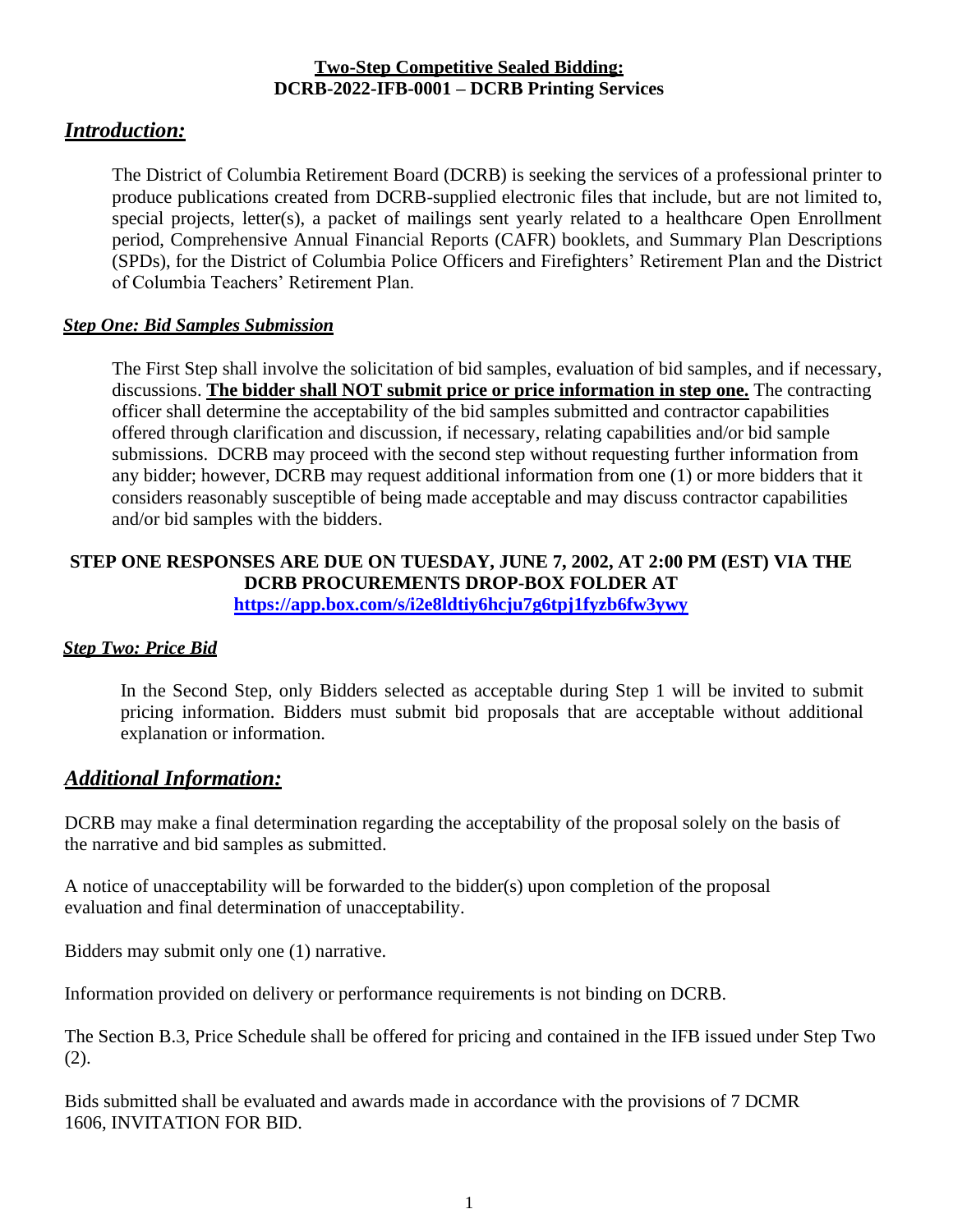**Two-Step Competitive Sealed Bidding:**
**DCRB-2022-IFB-0001 – DCRB Printing Services**

## *Introduction:*

The District of Columbia Retirement Board (DCRB) is seeking the services of a professional printer to produce publications created from DCRB-supplied electronic files that include, but are not limited to, special projects, letter(s), a packet of mailings sent yearly related to a healthcare Open Enrollment period, Comprehensive Annual Financial Reports (CAFR) booklets, and Summary Plan Descriptions (SPDs), for the District of Columbia Police Officers and Firefighters' Retirement Plan and the District of Columbia Teachers' Retirement Plan.

### *Step One: Bid Samples Submission*

The First Step shall involve the solicitation of bid samples, evaluation of bid samples, and if necessary, discussions. **The bidder shall NOT submit price or price information in step one.** The contracting officer shall determine the acceptability of the bid samples submitted and contractor capabilities offered through clarification and discussion, if necessary, relating capabilities and/or bid sample submissions. DCRB may proceed with the second step without requesting further information from any bidder; however, DCRB may request additional information from one (1) or more bidders that it considers reasonably susceptible of being made acceptable and may discuss contractor capabilities and/or bid samples with the bidders.

**STEP ONE RESPONSES ARE DUE ON TUESDAY, JUNE 7, 2002, AT 2:00 PM (EST) VIA THE DCRB PROCUREMENTS DROP-BOX FOLDER AT https://app.box.com/s/i2e8ldtiy6hcju7g6tpj1fyzb6fw3ywy**

### *Step Two: Price Bid*

In the Second Step, only Bidders selected as acceptable during Step 1 will be invited to submit pricing information. Bidders must submit bid proposals that are acceptable without additional explanation or information.

## *Additional Information:*

DCRB may make a final determination regarding the acceptability of the proposal solely on the basis of the narrative and bid samples as submitted.

A notice of unacceptability will be forwarded to the bidder(s) upon completion of the proposal evaluation and final determination of unacceptability.

Bidders may submit only one (1) narrative.

Information provided on delivery or performance requirements is not binding on DCRB.

The Section B.3, Price Schedule shall be offered for pricing and contained in the IFB issued under Step Two (2).

Bids submitted shall be evaluated and awards made in accordance with the provisions of 7 DCMR 1606, INVITATION FOR BID.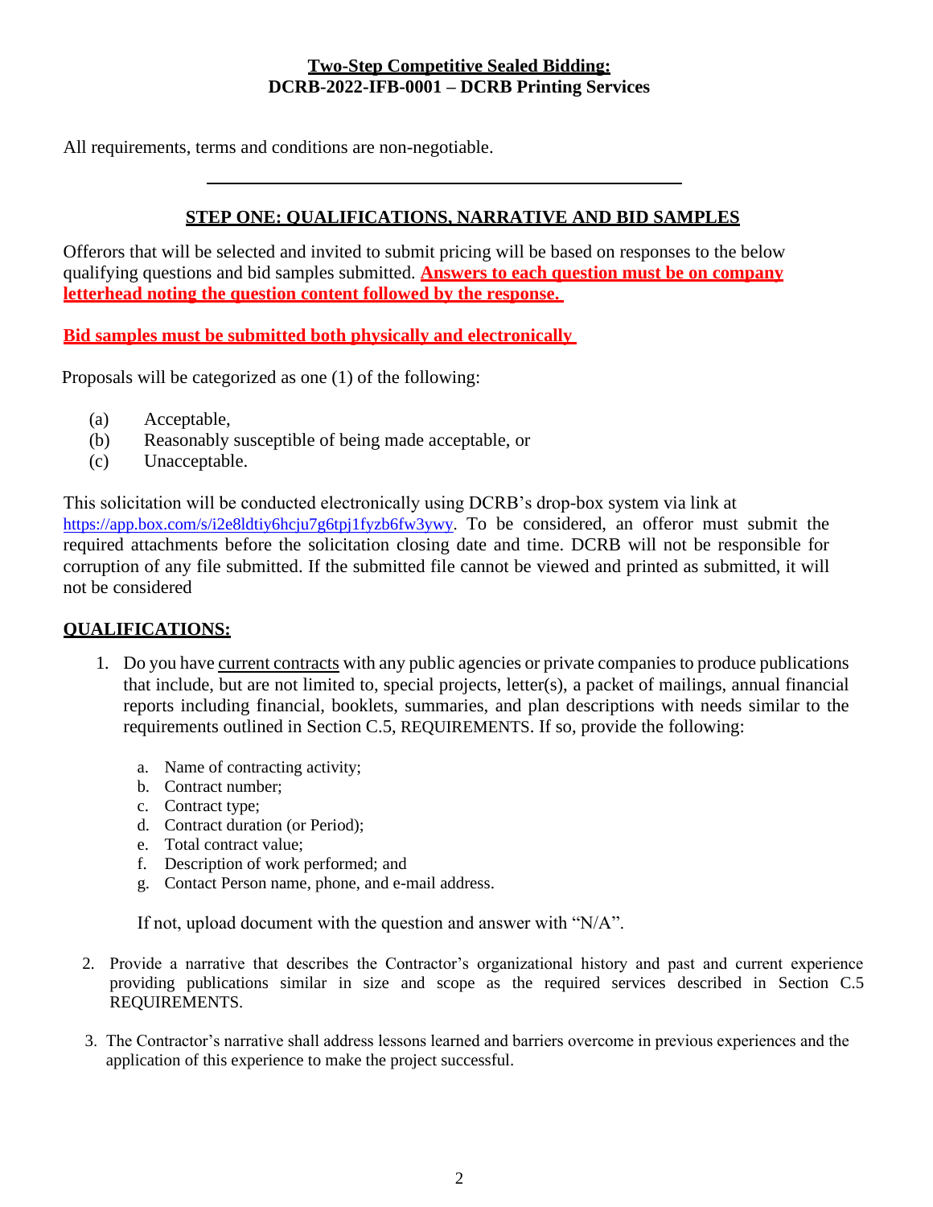**Two-Step Competitive Sealed Bidding:**
**DCRB-2022-IFB-0001 – DCRB Printing Services**

All requirements, terms and conditions are non-negotiable.

---

## STEP ONE: QUALIFICATIONS, NARRATIVE AND BID SAMPLES

Offerors that will be selected and invited to submit pricing will be based on responses to the below qualifying questions and bid samples submitted. **Answers to each question must be on company letterhead noting the question content followed by the response.**

**Bid samples must be submitted both physically and electronically**

Proposals will be categorized as one (1) of the following:

(a) Acceptable,
(b) Reasonably susceptible of being made acceptable, or
(c) Unacceptable.

This solicitation will be conducted electronically using DCRB's drop-box system via link at https://app.box.com/s/i2e8ldtiy6hcju7g6tpj1fyzb6fw3ywy. To be considered, an offeror must submit the required attachments before the solicitation closing date and time. DCRB will not be responsible for corruption of any file submitted. If the submitted file cannot be viewed and printed as submitted, it will not be considered

## QUALIFICATIONS:

1. Do you have current contracts with any public agencies or private companies to produce publications that include, but are not limited to, special projects, letter(s), a packet of mailings, annual financial reports including financial, booklets, summaries, and plan descriptions with needs similar to the requirements outlined in Section C.5, REQUIREMENTS. If so, provide the following:

   a. Name of contracting activity;
   b. Contract number;
   c. Contract type;
   d. Contract duration (or Period);
   e. Total contract value;
   f. Description of work performed; and
   g. Contact Person name, phone, and e-mail address.

   If not, upload document with the question and answer with "N/A".

2. Provide a narrative that describes the Contractor's organizational history and past and current experience providing publications similar in size and scope as the required services described in Section C.5 REQUIREMENTS.

3. The Contractor's narrative shall address lessons learned and barriers overcome in previous experiences and the application of this experience to make the project successful.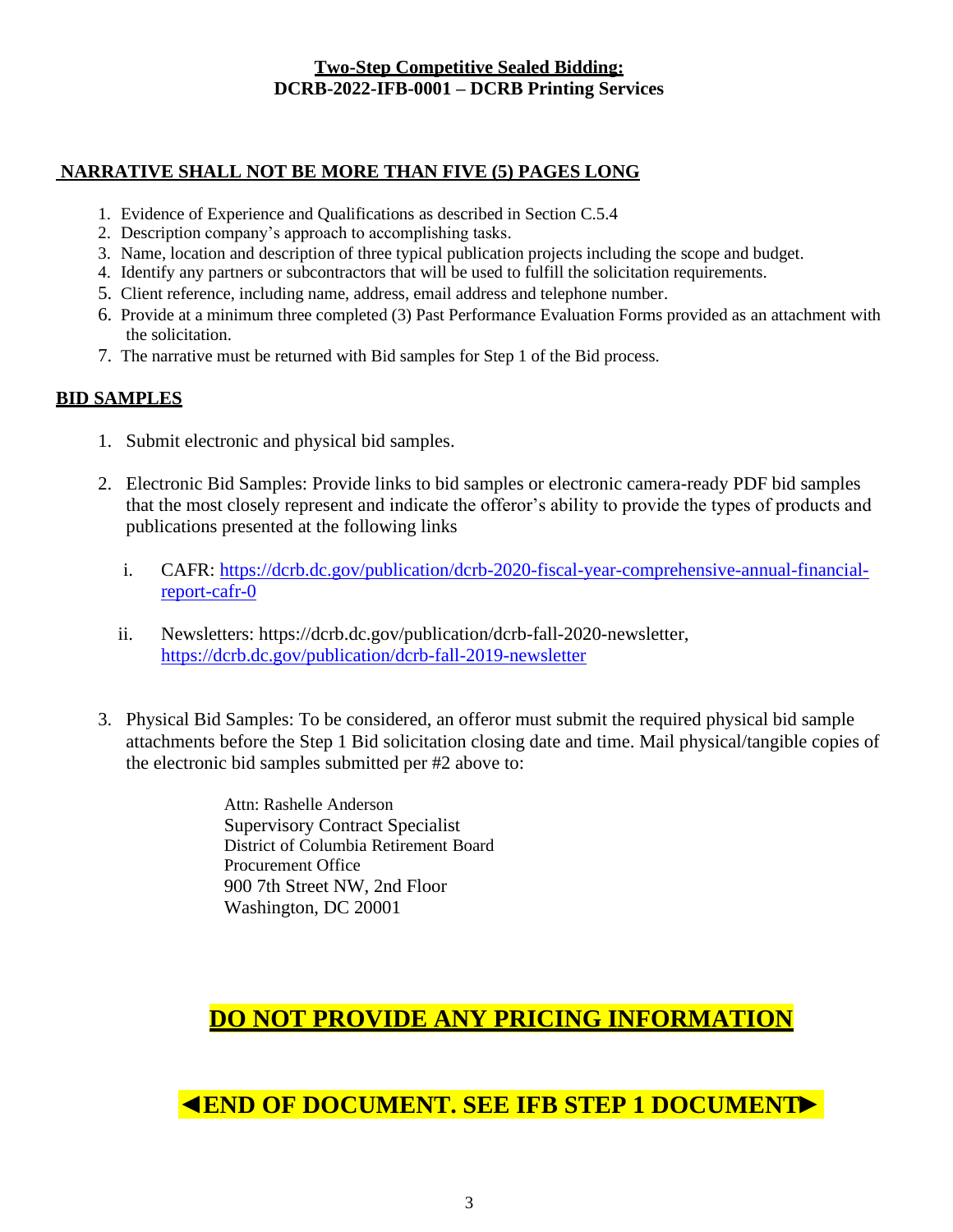**Two-Step Competitive Sealed Bidding:**
**DCRB-2022-IFB-0001 – DCRB Printing Services**

## NARRATIVE SHALL NOT BE MORE THAN FIVE (5) PAGES LONG

1. Evidence of Experience and Qualifications as described in Section C.5.4
2. Description company's approach to accomplishing tasks.
3. Name, location and description of three typical publication projects including the scope and budget.
4. Identify any partners or subcontractors that will be used to fulfill the solicitation requirements.
5. Client reference, including name, address, email address and telephone number.
6. Provide at a minimum three completed (3) Past Performance Evaluation Forms provided as an attachment with the solicitation.
7. The narrative must be returned with Bid samples for Step 1 of the Bid process.

## BID SAMPLES

1. Submit electronic and physical bid samples.
2. Electronic Bid Samples: Provide links to bid samples or electronic camera-ready PDF bid samples that the most closely represent and indicate the offeror's ability to provide the types of products and publications presented at the following links
   i. CAFR: https://dcrb.dc.gov/publication/dcrb-2020-fiscal-year-comprehensive-annual-financial-report-cafr-0
   ii. Newsletters: https://dcrb.dc.gov/publication/dcrb-fall-2020-newsletter, https://dcrb.dc.gov/publication/dcrb-fall-2019-newsletter
3. Physical Bid Samples: To be considered, an offeror must submit the required physical bid sample attachments before the Step 1 Bid solicitation closing date and time. Mail physical/tangible copies of the electronic bid samples submitted per #2 above to:

   Attn: Rashelle Anderson
   Supervisory Contract Specialist
   District of Columbia Retirement Board
   Procurement Office
   900 7th Street NW, 2nd Floor
   Washington, DC 20001

## DO NOT PROVIDE ANY PRICING INFORMATION

## ◄END OF DOCUMENT. SEE IFB STEP 1 DOCUMENT►